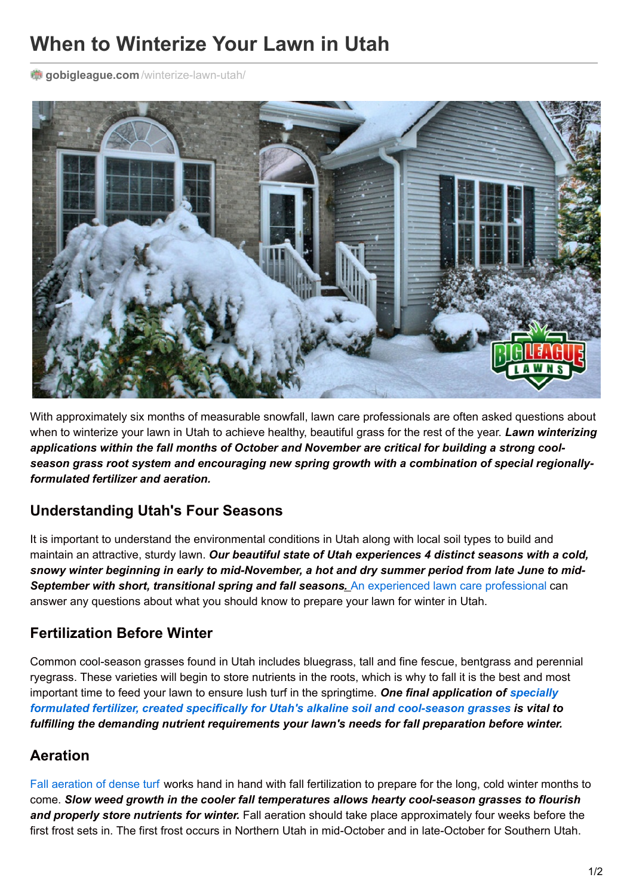# When to Winterize Your Lawn in Utah

gobigleague.com/winterize-lawn-utah/

With approximately six months of measurable snowfall, lawn care professionals are often asked questions about when to winterize your lawn in Utah to achieve healthy, beautiful grass for the rest of the year. ***Lawn winterizing applications within the fall months of October and November are critical for building a strong cool-season grass root system and encouraging new spring growth with a combination of special regionally-formulated fertilizer and aeration.***

## Understanding Utah's Four Seasons

It is important to understand the environmental conditions in Utah along with local soil types to build and maintain an attractive, sturdy lawn. ***Our beautiful state of Utah experiences 4 distinct seasons with a cold, snowy winter beginning in early to mid-November, a hot and dry summer period from late June to mid-September with short, transitional spring and fall seasons.*** An experienced lawn care professional can answer any questions about what you should know to prepare your lawn for winter in Utah.

## Fertilization Before Winter

Common cool-season grasses found in Utah includes bluegrass, tall and fine fescue, bentgrass and perennial ryegrass. These varieties will begin to store nutrients in the roots, which is why to fall it is the best and most important time to feed your lawn to ensure lush turf in the springtime. ***One final application of specially formulated fertilizer, created specifically for Utah's alkaline soil and cool-season grasses is vital to fulfilling the demanding nutrient requirements your lawn's needs for fall preparation before winter.***

## Aeration

Fall aeration of dense turf works hand in hand with fall fertilization to prepare for the long, cold winter months to come. ***Slow weed growth in the cooler fall temperatures allows hearty cool-season grasses to flourish and properly store nutrients for winter.*** Fall aeration should take place approximately four weeks before the first frost sets in. The first frost occurs in Northern Utah in mid-October and in late-October for Southern Utah.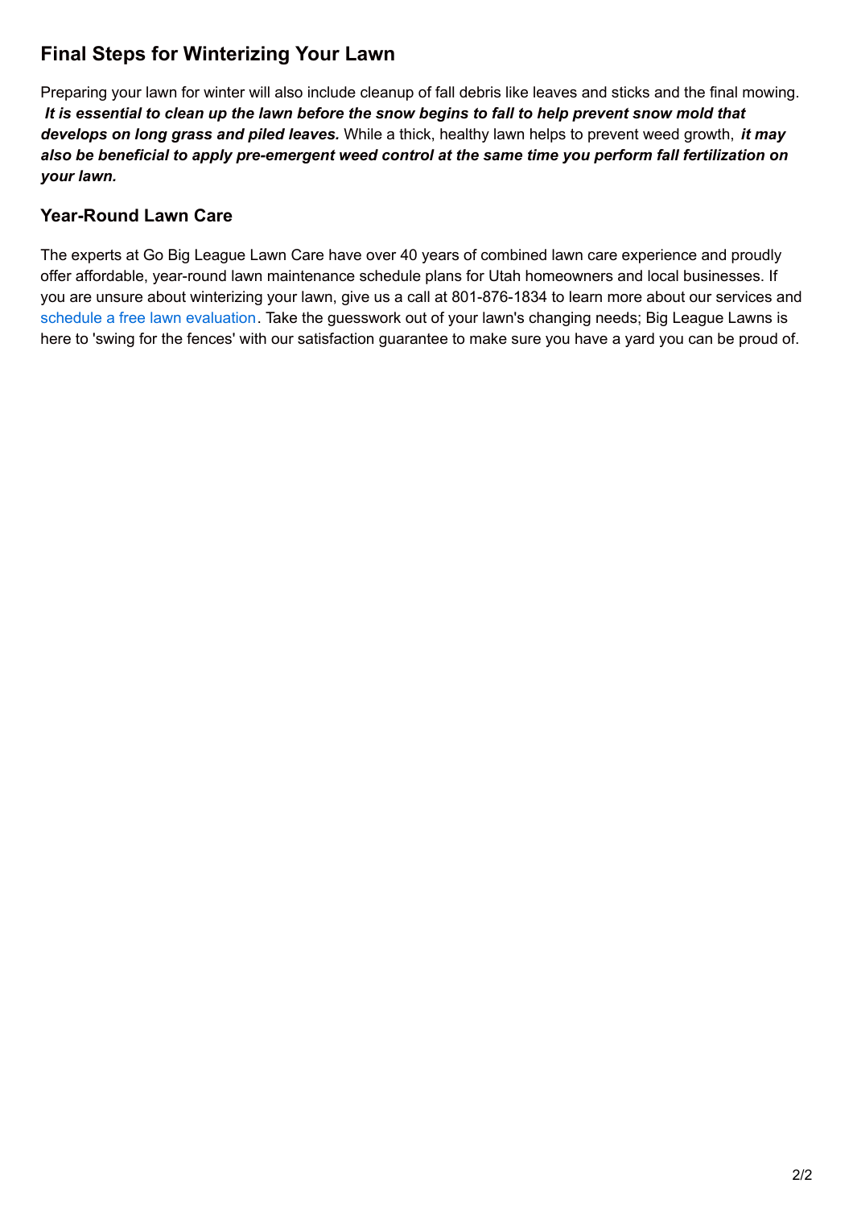## Final Steps for Winterizing Your Lawn

Preparing your lawn for winter will also include cleanup of fall debris like leaves and sticks and the final mowing. ***It is essential to clean up the lawn before the snow begins to fall to help prevent snow mold that develops on long grass and piled leaves.*** While a thick, healthy lawn helps to prevent weed growth, ***it may also be beneficial to apply pre-emergent weed control at the same time you perform fall fertilization on your lawn.***

### Year-Round Lawn Care

The experts at Go Big League Lawn Care have over 40 years of combined lawn care experience and proudly offer affordable, year-round lawn maintenance schedule plans for Utah homeowners and local businesses. If you are unsure about winterizing your lawn, give us a call at 801-876-1834 to learn more about our services and schedule a free lawn evaluation. Take the guesswork out of your lawn's changing needs; Big League Lawns is here to 'swing for the fences' with our satisfaction guarantee to make sure you have a yard you can be proud of.